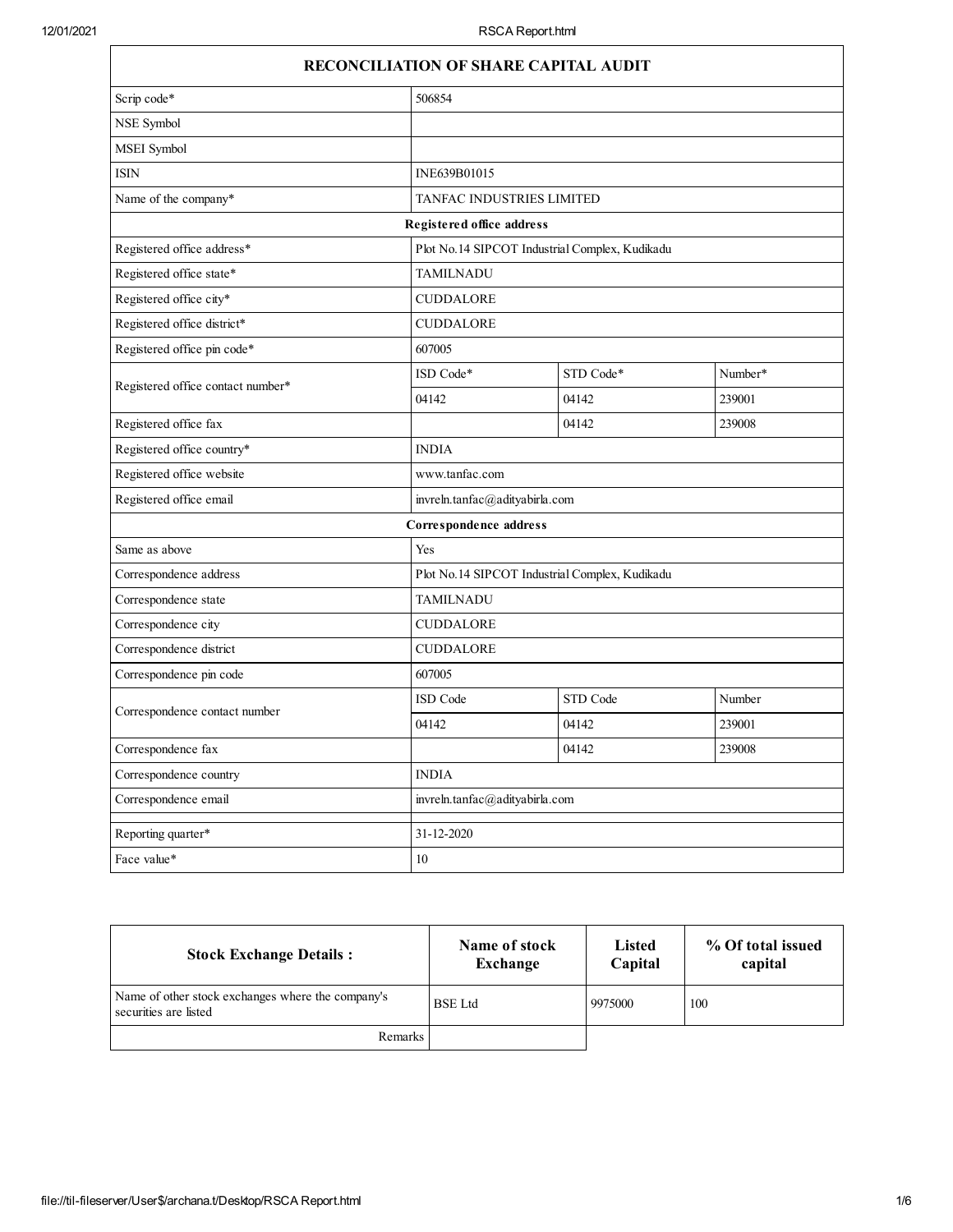# RECONCILIATION OF SHARE CAPITAL AUDIT

| | | | |
|---|---|---|---|
| Scrip code* | 506854 | | |
| NSE Symbol | | | |
| MSEI Symbol | | | |
| ISIN | INE639B01015 | | |
| Name of the company* | TANFAC INDUSTRIES LIMITED | | |
| **Registered office address** | | | |
| Registered office address* | Plot No.14 SIPCOT Industrial Complex, Kudikadu | | |
| Registered office state* | TAMILNADU | | |
| Registered office city* | CUDDALORE | | |
| Registered office district* | CUDDALORE | | |
| Registered office pin code* | 607005 | | |
| Registered office contact number* | ISD Code* | STD Code* | Number* |
| | 04142 | 04142 | 239001 |
| Registered office fax | | 04142 | 239008 |
| Registered office country* | INDIA | | |
| Registered office website | www.tanfac.com | | |
| Registered office email | invreln.tanfac@adityabirla.com | | |
| **Correspondence address** | | | |
| Same as above | Yes | | |
| Correspondence address | Plot No.14 SIPCOT Industrial Complex, Kudikadu | | |
| Correspondence state | TAMILNADU | | |
| Correspondence city | CUDDALORE | | |
| Correspondence district | CUDDALORE | | |
| Correspondence pin code | 607005 | | |
| Correspondence contact number | ISD Code | STD Code | Number |
| | 04142 | 04142 | 239001 |
| Correspondence fax | | 04142 | 239008 |
| Correspondence country | INDIA | | |
| Correspondence email | invreln.tanfac@adityabirla.com | | |
| | | | |
| Reporting quarter* | 31-12-2020 | | |
| Face value* | 10 | | |

| Stock Exchange Details : | Name of stock Exchange | Listed Capital | % Of total issued capital |
|---|---|---|---|
| Name of other stock exchanges where the company's securities are listed | BSE Ltd | 9975000 | 100 |
| Remarks | | | |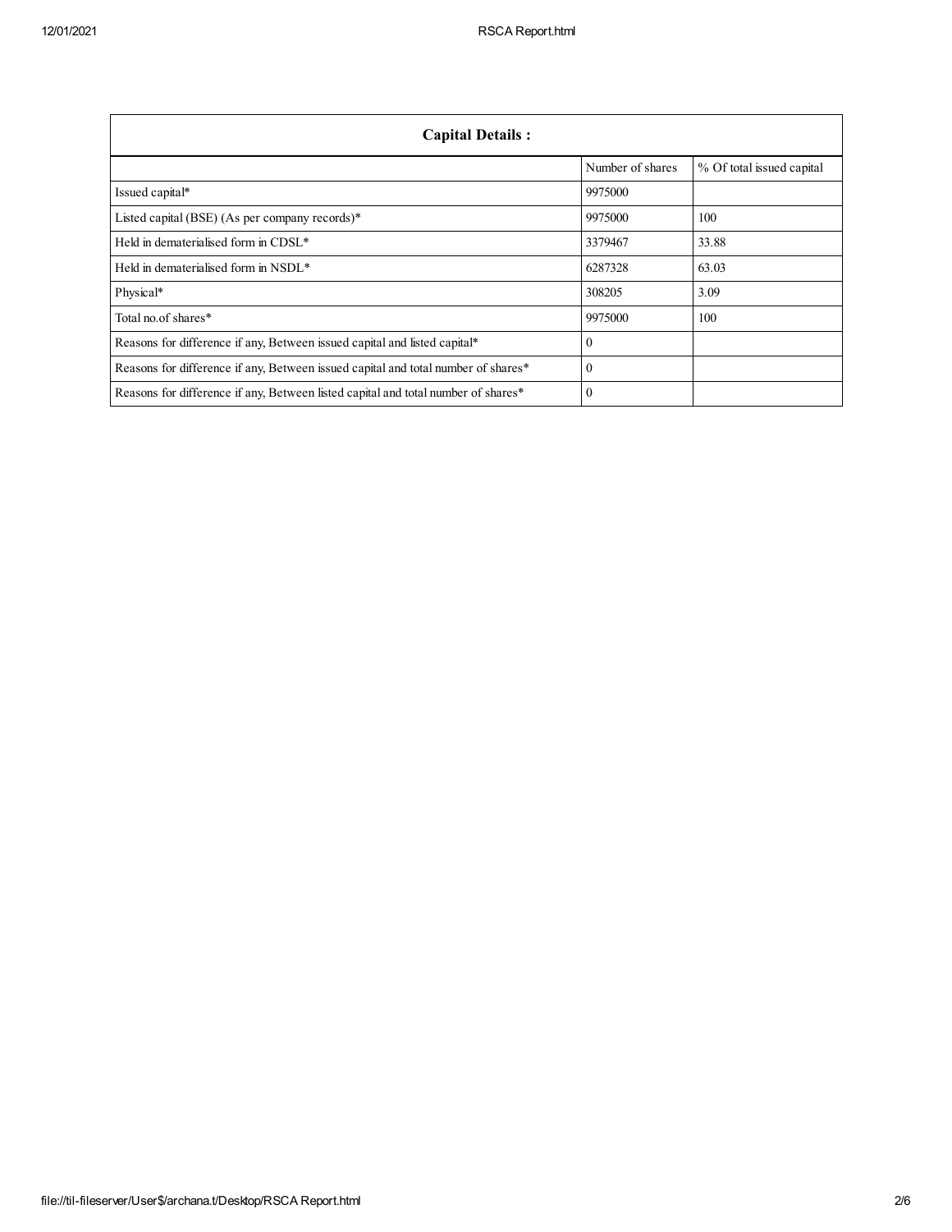| Capital Details : | | |
|---|---|---|
| | Number of shares | % Of total issued capital |
| Issued capital* | 9975000 | |
| Listed capital (BSE) (As per company records)* | 9975000 | 100 |
| Held in dematerialised form in CDSL* | 3379467 | 33.88 |
| Held in dematerialised form in NSDL* | 6287328 | 63.03 |
| Physical* | 308205 | 3.09 |
| Total no.of shares* | 9975000 | 100 |
| Reasons for difference if any, Between issued capital and listed capital* | 0 | |
| Reasons for difference if any, Between issued capital and total number of shares* | 0 | |
| Reasons for difference if any, Between listed capital and total number of shares* | 0 | |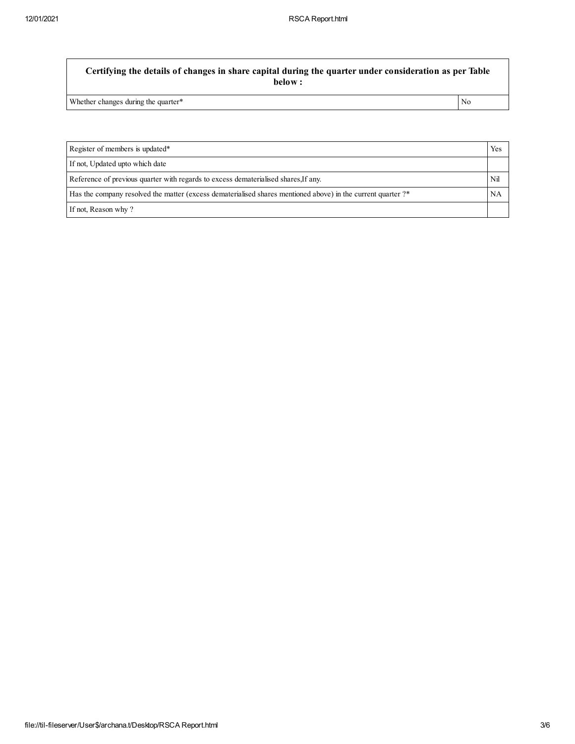| Certifying the details of changes in share capital during the quarter under consideration as per Table below : | |
|---|---|
| Whether changes during the quarter* | No |

| | |
|---|---|
| Register of members is updated* | Yes |
| If not, Updated upto which date | |
| Reference of previous quarter with regards to excess dematerialised shares,If any. | Nil |
| Has the company resolved the matter (excess dematerialised shares mentioned above) in the current quarter ?* | NA |
| If not, Reason why ? | |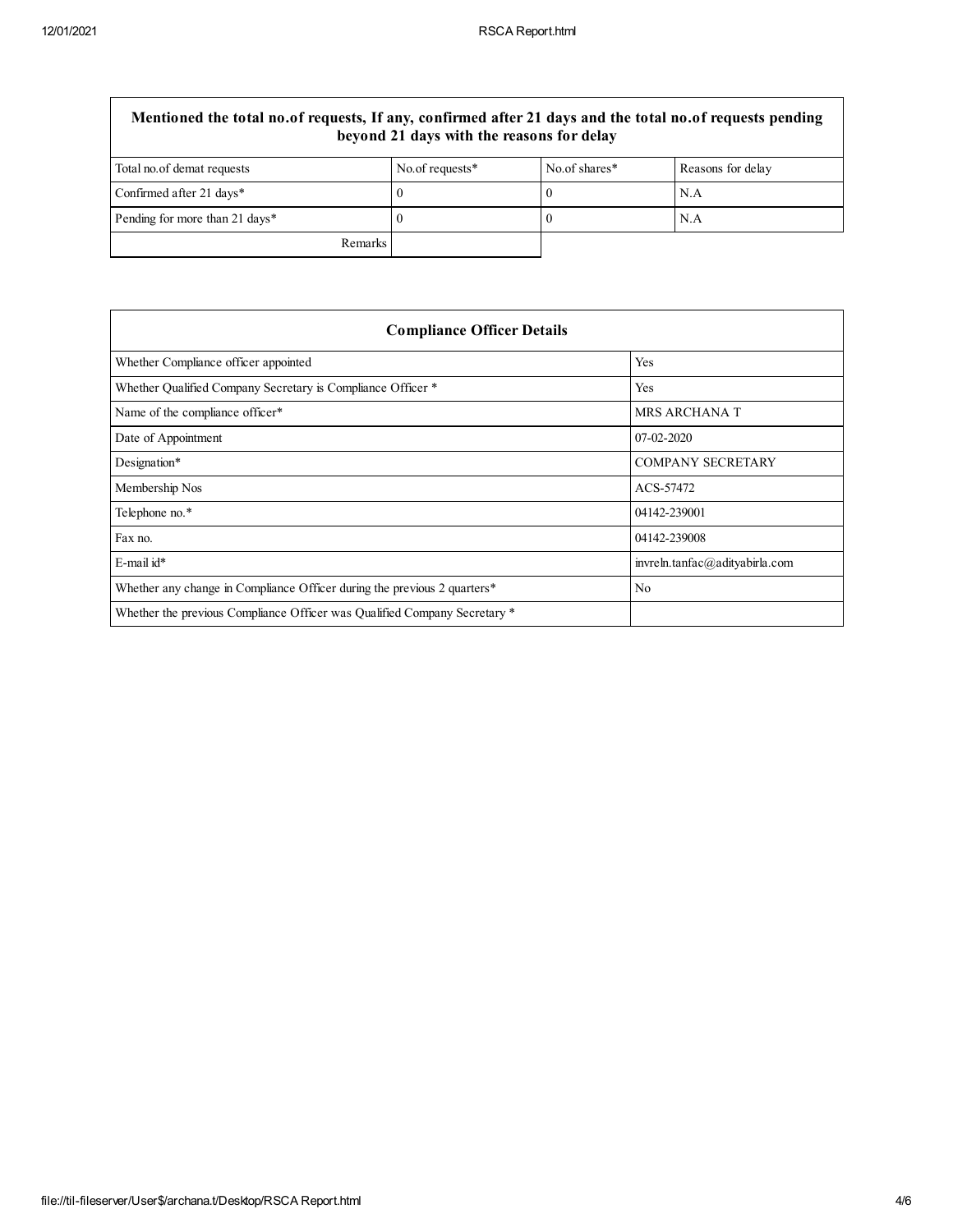| Mentioned the total no.of requests, If any, confirmed after 21 days and the total no.of requests pending beyond 21 days with the reasons for delay | | | |
|---|---|---|---|
| Total no.of demat requests | No.of requests* | No.of shares* | Reasons for delay |
| Confirmed after 21 days* | 0 | 0 | N.A |
| Pending for more than 21 days* | 0 | 0 | N.A |
| Remarks | | | |

| Compliance Officer Details | |
|---|---|
| Whether Compliance officer appointed | Yes |
| Whether Qualified Company Secretary is Compliance Officer * | Yes |
| Name of the compliance officer* | MRS ARCHANA T |
| Date of Appointment | 07-02-2020 |
| Designation* | COMPANY SECRETARY |
| Membership Nos | ACS-57472 |
| Telephone no.* | 04142-239001 |
| Fax no. | 04142-239008 |
| E-mail id* | invreln.tanfac@adityabirla.com |
| Whether any change in Compliance Officer during the previous 2 quarters* | No |
| Whether the previous Compliance Officer was Qualified Company Secretary * | |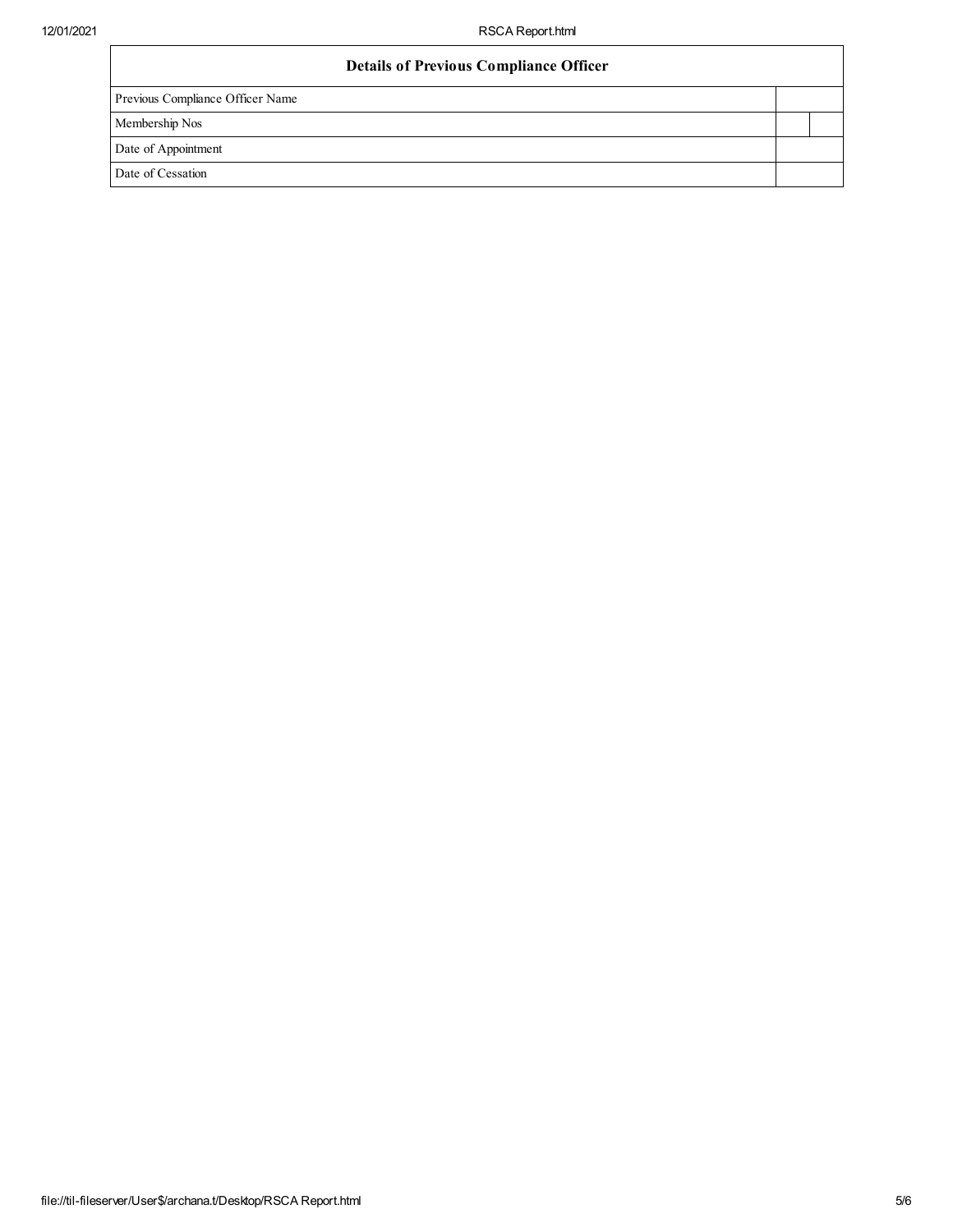| Details of Previous Compliance Officer | | |
|---|---|---|
| Previous Compliance Officer Name | | |
| Membership Nos | | |
| Date of Appointment | | |
| Date of Cessation | | |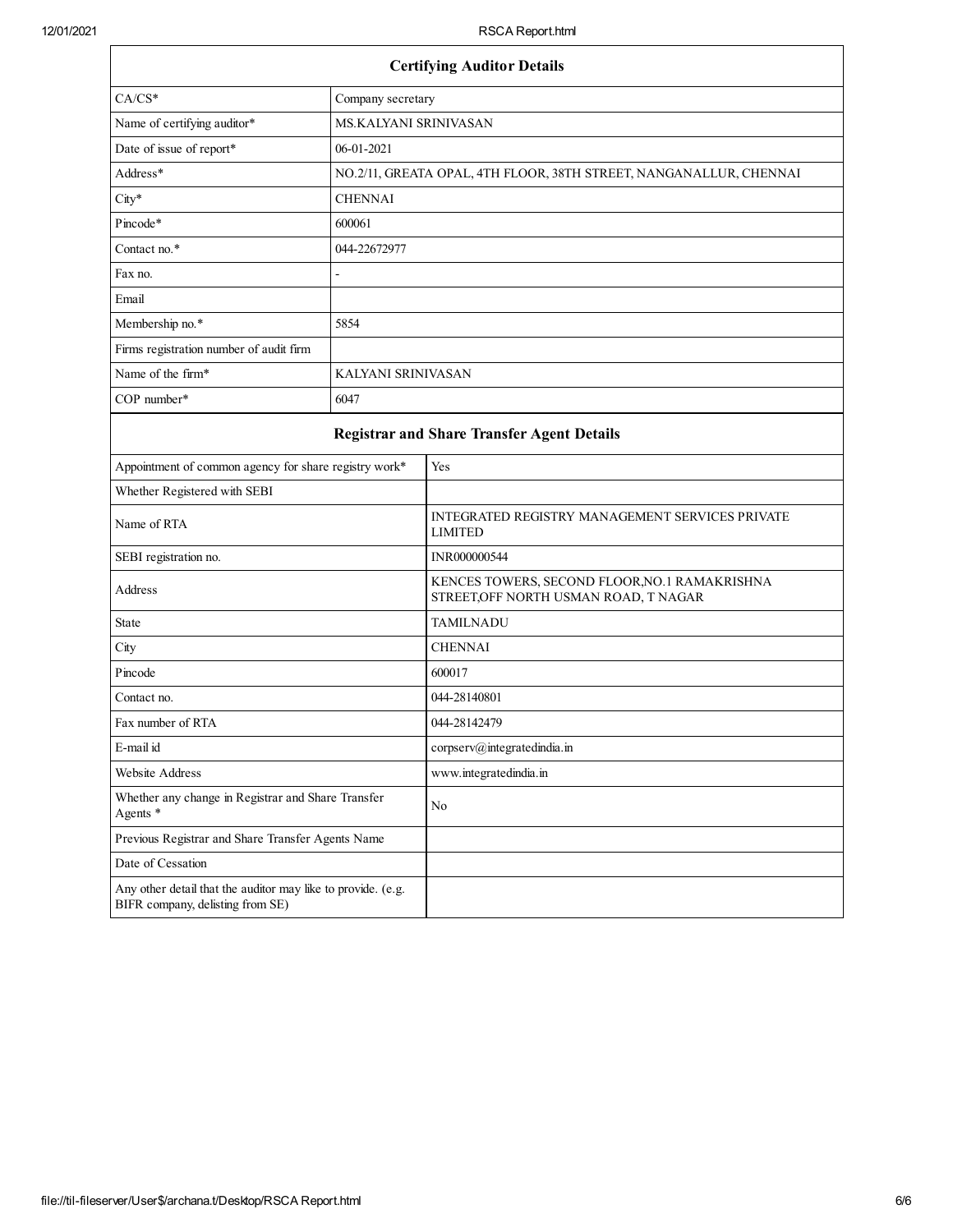| Certifying Auditor Details | |
|---|---|
| CA/CS* | Company secretary |
| Name of certifying auditor* | MS.KALYANI SRINIVASAN |
| Date of issue of report* | 06-01-2021 |
| Address* | NO.2/11, GREATA OPAL, 4TH FLOOR, 38TH STREET, NANGANALLUR, CHENNAI |
| City* | CHENNAI |
| Pincode* | 600061 |
| Contact no.* | 044-22672977 |
| Fax no. | - |
| Email | |
| Membership no.* | 5854 |
| Firms registration number of audit firm | |
| Name of the firm* | KALYANI SRINIVASAN |
| COP number* | 6047 |

| Registrar and Share Transfer Agent Details | |
|---|---|
| Appointment of common agency for share registry work* | Yes |
| Whether Registered with SEBI | |
| Name of RTA | INTEGRATED REGISTRY MANAGEMENT SERVICES PRIVATE LIMITED |
| SEBI registration no. | INR000000544 |
| Address | KENCES TOWERS, SECOND FLOOR,NO.1 RAMAKRISHNA STREET,OFF NORTH USMAN ROAD, T NAGAR |
| State | TAMILNADU |
| City | CHENNAI |
| Pincode | 600017 |
| Contact no. | 044-28140801 |
| Fax number of RTA | 044-28142479 |
| E-mail id | corpserv@integratedindia.in |
| Website Address | www.integratedindia.in |
| Whether any change in Registrar and Share Transfer Agents * | No |
| Previous Registrar and Share Transfer Agents Name | |
| Date of Cessation | |
| Any other detail that the auditor may like to provide. (e.g. BIFR company, delisting from SE) | |